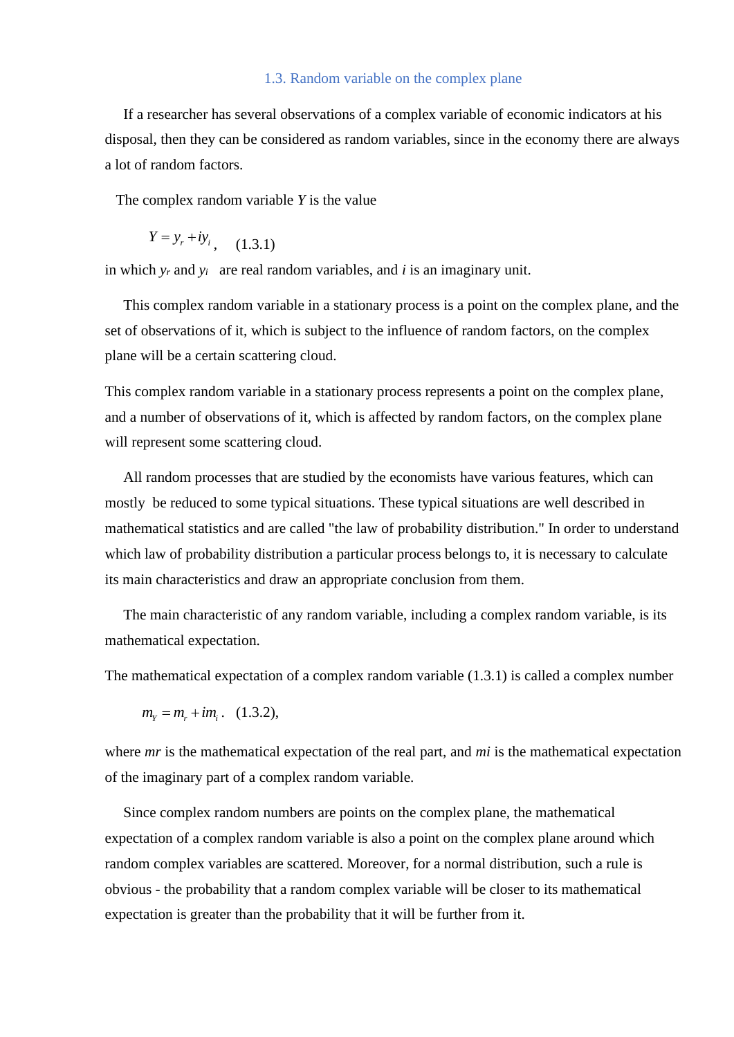### 1.3. Random variable on the complex plane

If a researcher has several observations of a complex variable of economic indicators at his disposal, then they can be considered as random variables, since in the economy there are always a lot of random factors.

The complex random variable $Y$ is the value

$$Y = y_r + iy_i , \quad (1.3.1)$$

in which $y_r$ and $y_i$ are real random variables, and $i$ is an imaginary unit.

This complex random variable in a stationary process is a point on the complex plane, and the set of observations of it, which is subject to the influence of random factors, on the complex plane will be a certain scattering cloud.

This complex random variable in a stationary process represents a point on the complex plane, and a number of observations of it, which is affected by random factors, on the complex plane will represent some scattering cloud.

All random processes that are studied by the economists have various features, which can mostly be reduced to some typical situations. These typical situations are well described in mathematical statistics and are called "the law of probability distribution." In order to understand which law of probability distribution a particular process belongs to, it is necessary to calculate its main characteristics and draw an appropriate conclusion from them.

The main characteristic of any random variable, including a complex random variable, is its mathematical expectation.

The mathematical expectation of a complex random variable (1.3.1) is called a complex number

$$m_Y = m_r + im_i . \quad (1.3.2),$$

where *mr* is the mathematical expectation of the real part, and *mi* is the mathematical expectation of the imaginary part of a complex random variable.

Since complex random numbers are points on the complex plane, the mathematical expectation of a complex random variable is also a point on the complex plane around which random complex variables are scattered. Moreover, for a normal distribution, such a rule is obvious - the probability that a random complex variable will be closer to its mathematical expectation is greater than the probability that it will be further from it.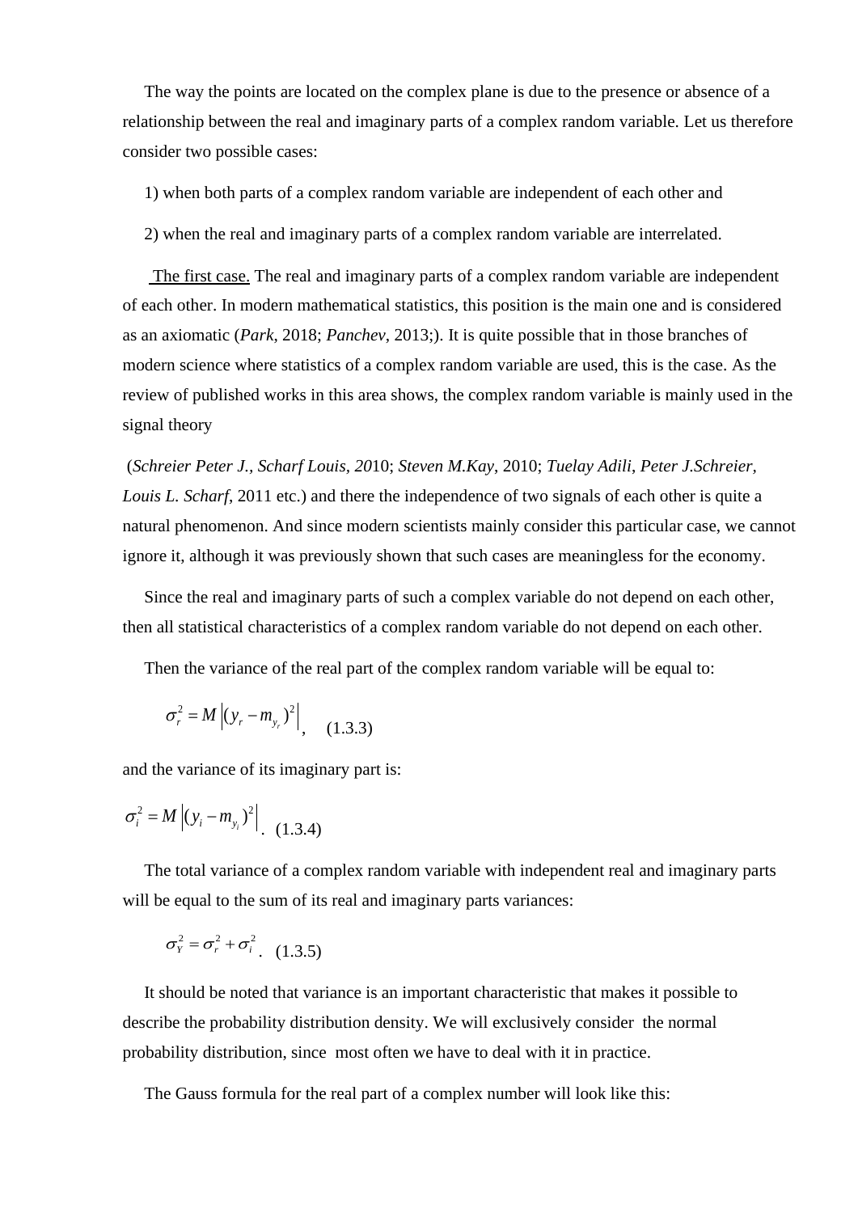The way the points are located on the complex plane is due to the presence or absence of a relationship between the real and imaginary parts of a complex random variable. Let us therefore consider two possible cases:

1) when both parts of a complex random variable are independent of each other and

2) when the real and imaginary parts of a complex random variable are interrelated.

The first case. The real and imaginary parts of a complex random variable are independent of each other. In modern mathematical statistics, this position is the main one and is considered as an axiomatic (*Park*, 2018; *Panchev*, 2013;). It is quite possible that in those branches of modern science where statistics of a complex random variable are used, this is the case. As the review of published works in this area shows, the complex random variable is mainly used in the signal theory

(*Schreier Peter J., Scharf Louis, 20*10; *Steven M.Kay*, 2010; *Tuelay Adili, Peter J.Schreier, Louis L. Scharf*, 2011 etc.) and there the independence of two signals of each other is quite a natural phenomenon. And since modern scientists mainly consider this particular case, we cannot ignore it, although it was previously shown that such cases are meaningless for the economy.

Since the real and imaginary parts of such a complex variable do not depend on each other, then all statistical characteristics of a complex random variable do not depend on each other.

Then the variance of the real part of the complex random variable will be equal to:

$$\sigma_r^2 = M\left|(y_r - m_{y_r})^2\right|, \quad (1.3.3)$$

and the variance of its imaginary part is:

$$\sigma_i^2 = M\left|(y_i - m_{y_i})^2\right|. \quad (1.3.4)$$

The total variance of a complex random variable with independent real and imaginary parts will be equal to the sum of its real and imaginary parts variances:

$$\sigma_Y^2 = \sigma_r^2 + \sigma_i^2. \quad (1.3.5)$$

It should be noted that variance is an important characteristic that makes it possible to describe the probability distribution density. We will exclusively consider the normal probability distribution, since most often we have to deal with it in practice.

The Gauss formula for the real part of a complex number will look like this: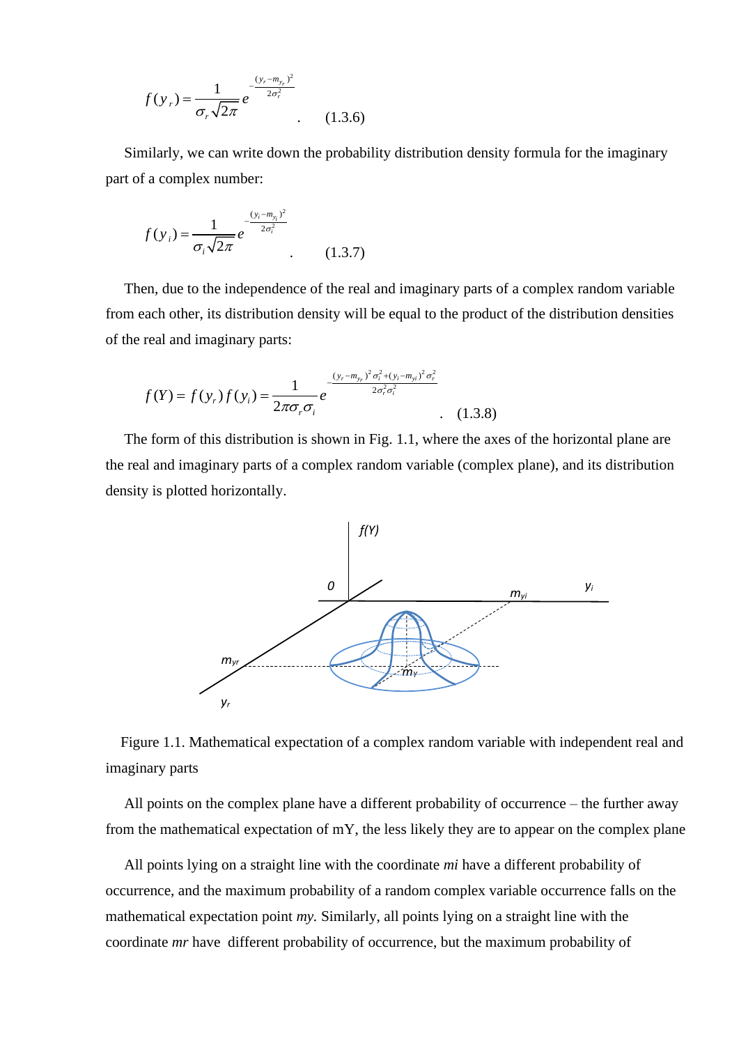$$f(y_r) = \frac{1}{\sigma_r \sqrt{2\pi}} e^{-\frac{(y_r - m_{y_r})^2}{2\sigma_r^2}} \quad . \quad (1.3.6)$$

Similarly, we can write down the probability distribution density formula for the imaginary part of a complex number:

$$f(y_i) = \frac{1}{\sigma_i \sqrt{2\pi}} e^{-\frac{(y_i - m_{y_i})^2}{2\sigma_i^2}} \quad . \quad (1.3.7)$$

Then, due to the independence of the real and imaginary parts of a complex random variable from each other, its distribution density will be equal to the product of the distribution densities of the real and imaginary parts:

$$f(Y) = f(y_r) f(y_i) = \frac{1}{2\pi \sigma_r \sigma_i} e^{-\frac{(y_r - m_{y_r})^2 \sigma_i^2 + (y_i - m_{yi})^2 \sigma_r^2}{2\sigma_r^2 \sigma_i^2}} \quad . \quad (1.3.8)$$

The form of this distribution is shown in Fig. 1.1, where the axes of the horizontal plane are the real and imaginary parts of a complex random variable (complex plane), and its distribution density is plotted horizontally.

Figure 1.1. Mathematical expectation of a complex random variable with independent real and imaginary parts

All points on the complex plane have a different probability of occurrence – the further away from the mathematical expectation of mY, the less likely they are to appear on the complex plane

All points lying on a straight line with the coordinate *mi* have a different probability of occurrence, and the maximum probability of a random complex variable occurrence falls on the mathematical expectation point *my.* Similarly, all points lying on a straight line with the coordinate *mr* have different probability of occurrence, but the maximum probability of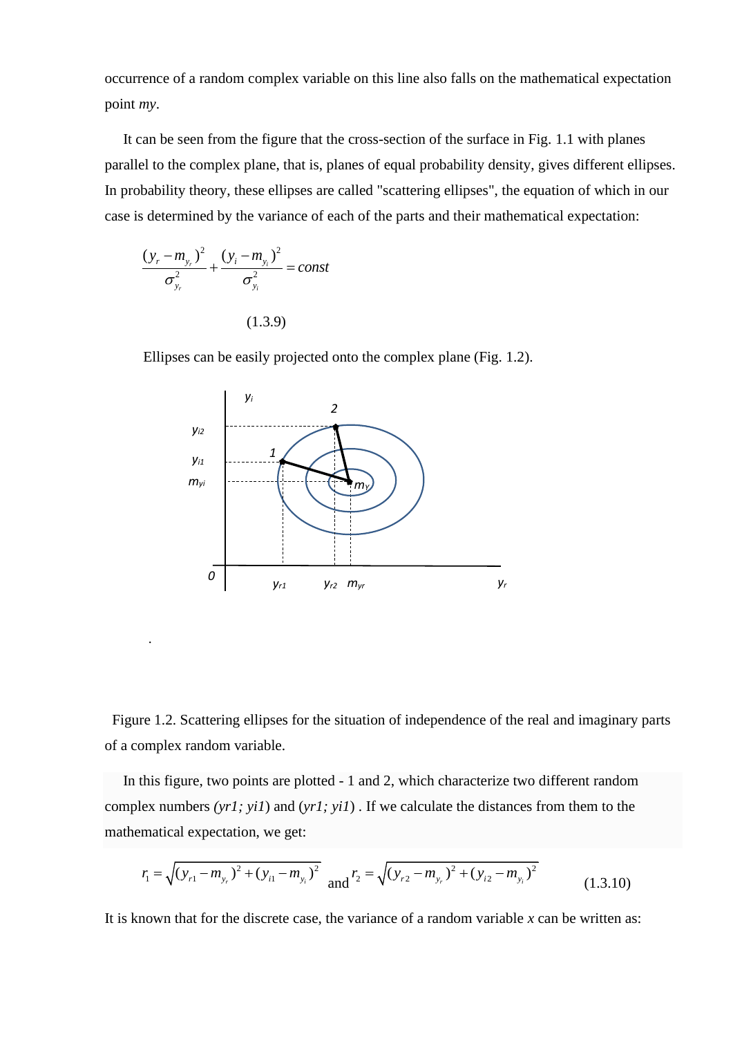occurrence of a random complex variable on this line also falls on the mathematical expectation point *my*.

It can be seen from the figure that the cross-section of the surface in Fig. 1.1 with planes parallel to the complex plane, that is, planes of equal probability density, gives different ellipses. In probability theory, these ellipses are called "scattering ellipses", the equation of which in our case is determined by the variance of each of the parts and their mathematical expectation:

$$\frac{(y_r - m_{y_r})^2}{\sigma_{y_r}^2} + \frac{(y_i - m_{y_i})^2}{\sigma_{y_i}^2} = const \tag{1.3.9}$$

Ellipses can be easily projected onto the complex plane (Fig. 1.2).

.

Figure 1.2. Scattering ellipses for the situation of independence of the real and imaginary parts of a complex random variable.

In this figure, two points are plotted - 1 and 2, which characterize two different random complex numbers *(yr1; yi1)* and (*yr1; yi1*) . If we calculate the distances from them to the mathematical expectation, we get:

$$r_1 = \sqrt{(y_{r1} - m_{y_r})^2 + (y_{i1} - m_{y_i})^2} \quad \text{and} \quad r_2 = \sqrt{(y_{r2} - m_{y_r})^2 + (y_{i2} - m_{y_i})^2} \tag{1.3.10}$$

It is known that for the discrete case, the variance of a random variable *x* can be written as: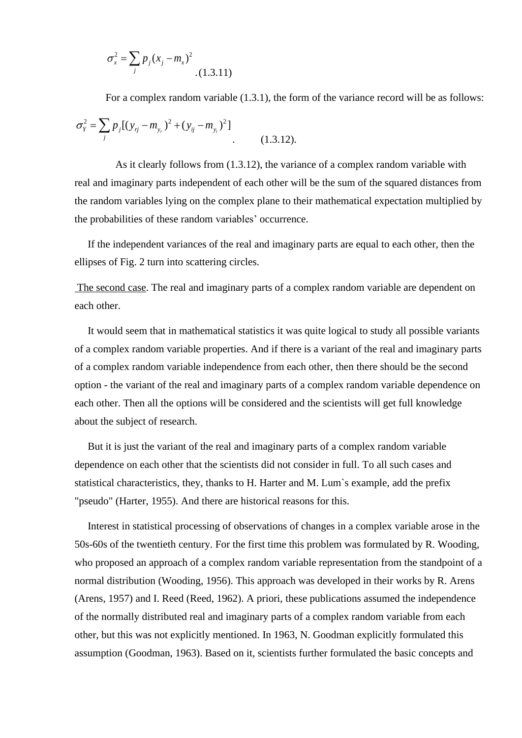$$\sigma_x^2 = \sum_j p_j (x_j - m_x)^2 \quad .(1.3.11)$$

For a complex random variable (1.3.1), the form of the variance record will be as follows:

$$\sigma_Y^2 = \sum_j p_j [(y_{rj} - m_{y_r})^2 + (y_{ij} - m_{y_i})^2] \quad . \qquad (1.3.12).$$

As it clearly follows from (1.3.12), the variance of a complex random variable with real and imaginary parts independent of each other will be the sum of the squared distances from the random variables lying on the complex plane to their mathematical expectation multiplied by the probabilities of these random variables' occurrence.

If the independent variances of the real and imaginary parts are equal to each other, then the ellipses of Fig. 2 turn into scattering circles.

The second case. The real and imaginary parts of a complex random variable are dependent on each other.

It would seem that in mathematical statistics it was quite logical to study all possible variants of a complex random variable properties. And if there is a variant of the real and imaginary parts of a complex random variable independence from each other, then there should be the second option - the variant of the real and imaginary parts of a complex random variable dependence on each other. Then all the options will be considered and the scientists will get full knowledge about the subject of research.

But it is just the variant of the real and imaginary parts of a complex random variable dependence on each other that the scientists did not consider in full. To all such cases and statistical characteristics, they, thanks to H. Harter and M. Lum`s example, add the prefix "pseudo" (Harter, 1955). And there are historical reasons for this.

Interest in statistical processing of observations of changes in a complex variable arose in the 50s-60s of the twentieth century. For the first time this problem was formulated by R. Wooding, who proposed an approach of a complex random variable representation from the standpoint of a normal distribution (Wooding, 1956). This approach was developed in their works by R. Arens (Arens, 1957) and I. Reed (Reed, 1962). A priori, these publications assumed the independence of the normally distributed real and imaginary parts of a complex random variable from each other, but this was not explicitly mentioned. In 1963, N. Goodman explicitly formulated this assumption (Goodman, 1963). Based on it, scientists further formulated the basic concepts and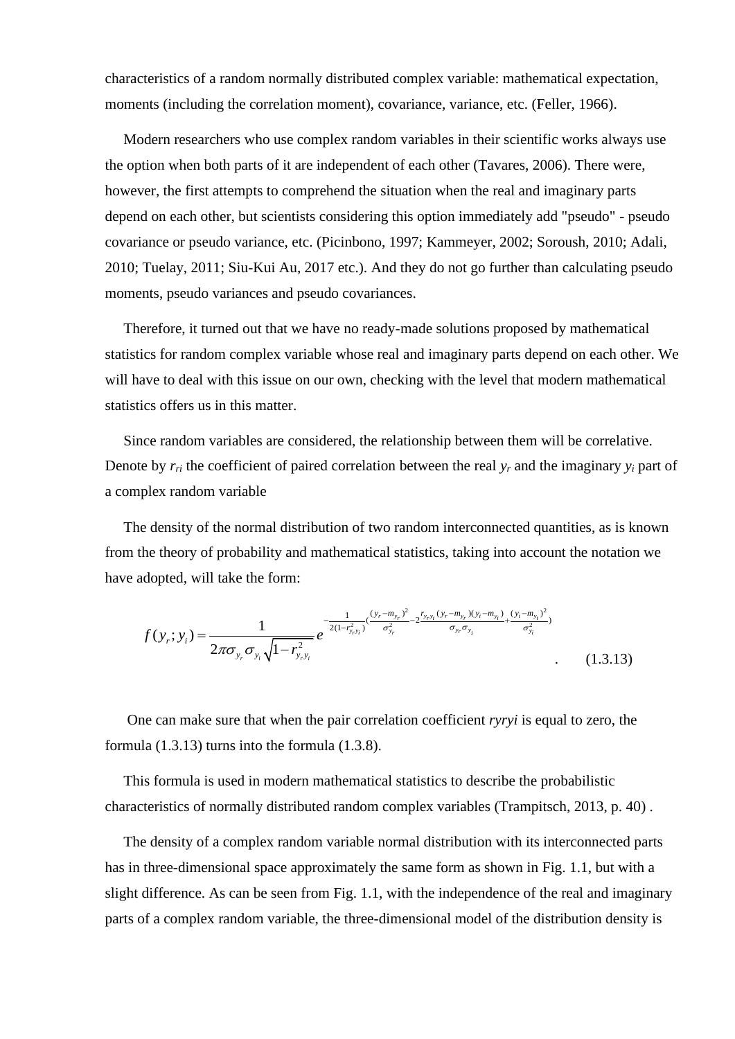characteristics of a random normally distributed complex variable: mathematical expectation, moments (including the correlation moment), covariance, variance, etc. (Feller, 1966).

Modern researchers who use complex random variables in their scientific works always use the option when both parts of it are independent of each other (Tavares, 2006). There were, however, the first attempts to comprehend the situation when the real and imaginary parts depend on each other, but scientists considering this option immediately add "pseudo" - pseudo covariance or pseudo variance, etc. (Picinbono, 1997; Kammeyer, 2002; Soroush, 2010; Adali, 2010; Tuelay, 2011; Siu-Kui Au, 2017 etc.). And they do not go further than calculating pseudo moments, pseudo variances and pseudo covariances.

Therefore, it turned out that we have no ready-made solutions proposed by mathematical statistics for random complex variable whose real and imaginary parts depend on each other. We will have to deal with this issue on our own, checking with the level that modern mathematical statistics offers us in this matter.

Since random variables are considered, the relationship between them will be correlative. Denote by $r_{ri}$ the coefficient of paired correlation between the real $y_r$ and the imaginary $y_i$ part of a complex random variable

The density of the normal distribution of two random interconnected quantities, as is known from the theory of probability and mathematical statistics, taking into account the notation we have adopted, will take the form:

$$f(y_r; y_i) = \frac{1}{2\pi\sigma_{y_r}\sigma_{y_i}\sqrt{1-r^2_{y_r y_i}}} e^{-\frac{1}{2(1-r^2_{y_r y_i})}\left(\frac{(y_r - m_{y_r})^2}{\sigma^2_{y_r}} - 2\frac{r_{y_r y_i}(y_r - m_{y_r})(y_i - m_{y_i})}{\sigma_{y_r}\sigma_{y_i}} + \frac{(y_i - m_{y_i})^2}{\sigma^2_{y_i}}\right)} . \quad (1.3.13)$$

One can make sure that when the pair correlation coefficient *ryryi* is equal to zero, the formula (1.3.13) turns into the formula (1.3.8).

This formula is used in modern mathematical statistics to describe the probabilistic characteristics of normally distributed random complex variables (Trampitsch, 2013, p. 40) .

The density of a complex random variable normal distribution with its interconnected parts has in three-dimensional space approximately the same form as shown in Fig. 1.1, but with a slight difference. As can be seen from Fig. 1.1, with the independence of the real and imaginary parts of a complex random variable, the three-dimensional model of the distribution density is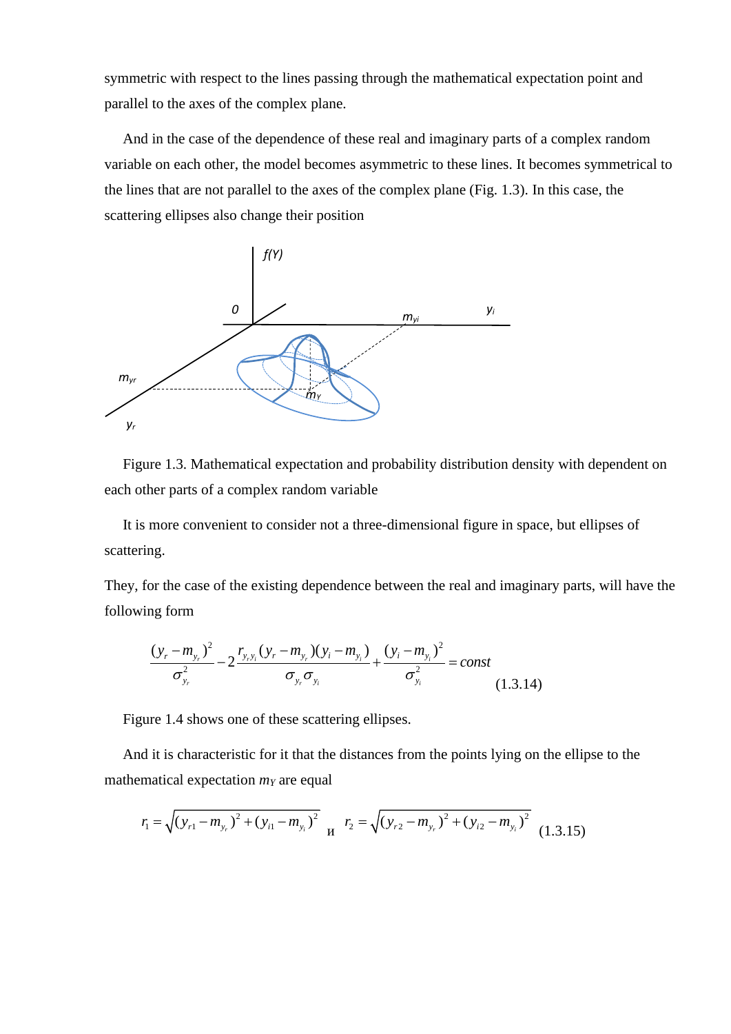symmetric with respect to the lines passing through the mathematical expectation point and parallel to the axes of the complex plane.

And in the case of the dependence of these real and imaginary parts of a complex random variable on each other, the model becomes asymmetric to these lines. It becomes symmetrical to the lines that are not parallel to the axes of the complex plane (Fig. 1.3). In this case, the scattering ellipses also change their position

Figure 1.3. Mathematical expectation and probability distribution density with dependent on each other parts of a complex random variable

It is more convenient to consider not a three-dimensional figure in space, but ellipses of scattering.

They, for the case of the existing dependence between the real and imaginary parts, will have the following form

$$\frac{(y_r - m_{y_r})^2}{\sigma_{y_r}^2} - 2\frac{r_{y_r y_i}(y_r - m_{y_r})(y_i - m_{y_i})}{\sigma_{y_r}\sigma_{y_i}} + \frac{(y_i - m_{y_i})^2}{\sigma_{y_i}^2} = const \qquad (1.3.14)$$

Figure 1.4 shows one of these scattering ellipses.

And it is characteristic for it that the distances from the points lying on the ellipse to the mathematical expectation $m_Y$ are equal

$$r_1 = \sqrt{(y_{r1} - m_{y_r})^2 + (y_{i1} - m_{y_i})^2} \quad \text{и} \quad r_2 = \sqrt{(y_{r2} - m_{y_r})^2 + (y_{i2} - m_{y_i})^2} \qquad (1.3.15)$$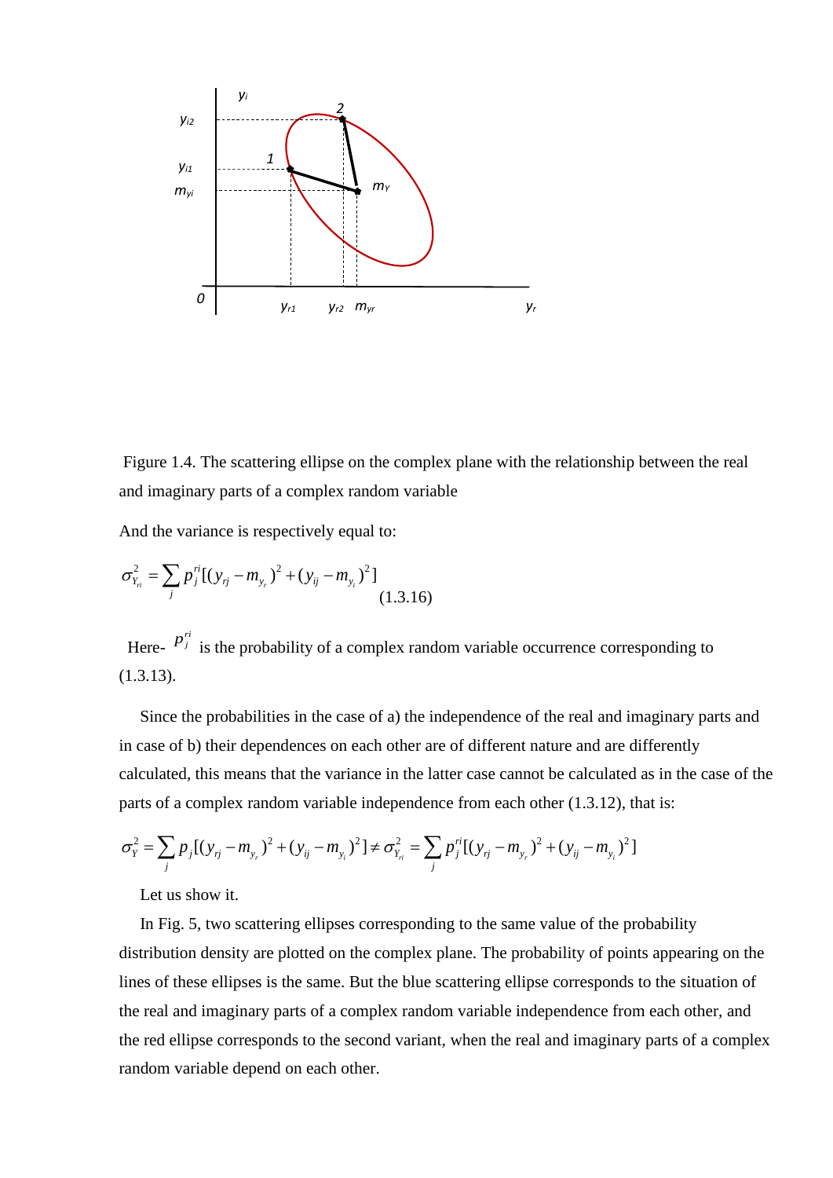Figure 1.4. The scattering ellipse on the complex plane with the relationship between the real and imaginary parts of a complex random variable

And the variance is respectively equal to:

$$\sigma^2_{Y_{ri}} = \sum_j p_j^{ri}[(y_{rj} - m_{y_r})^2 + (y_{ij} - m_{y_i})^2] \qquad (1.3.16)$$

Here- $p_j^{ri}$ is the probability of a complex random variable occurrence corresponding to (1.3.13).

Since the probabilities in the case of a) the independence of the real and imaginary parts and in case of b) their dependences on each other are of different nature and are differently calculated, this means that the variance in the latter case cannot be calculated as in the case of the parts of a complex random variable independence from each other (1.3.12), that is:

$$\sigma^2_Y = \sum_j p_j[(y_{rj} - m_{y_r})^2 + (y_{ij} - m_{y_i})^2] \neq \sigma^2_{Y_{ri}} = \sum_j p_j^{ri}[(y_{rj} - m_{y_r})^2 + (y_{ij} - m_{y_i})^2]$$

Let us show it.

In Fig. 5, two scattering ellipses corresponding to the same value of the probability distribution density are plotted on the complex plane. The probability of points appearing on the lines of these ellipses is the same. But the blue scattering ellipse corresponds to the situation of the real and imaginary parts of a complex random variable independence from each other, and the red ellipse corresponds to the second variant, when the real and imaginary parts of a complex random variable depend on each other.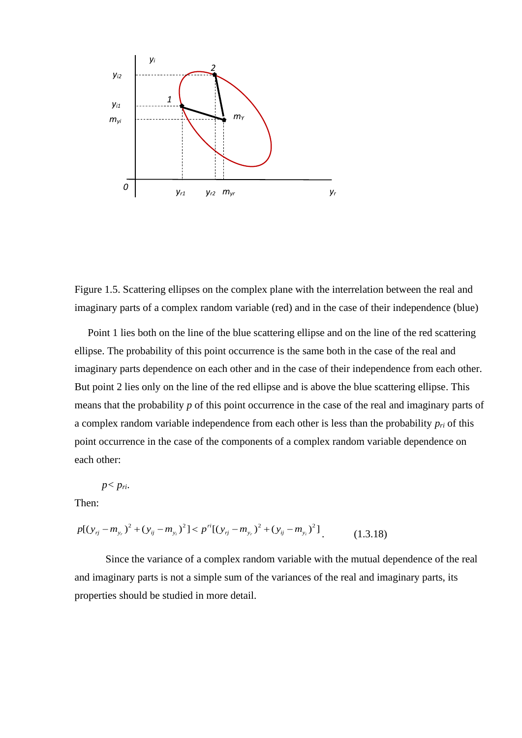$y_i$

$y_{i2}$

$y_{i1}$

$m_{yi}$

2

1

$m_Y$

0

$y_{r1}$ $y_{r2}$ $m_{yr}$ $y_r$

Figure 1.5. Scattering ellipses on the complex plane with the interrelation between the real and imaginary parts of a complex random variable (red) and in the case of their independence (blue)

Point 1 lies both on the line of the blue scattering ellipse and on the line of the red scattering ellipse. The probability of this point occurrence is the same both in the case of the real and imaginary parts dependence on each other and in the case of their independence from each other. But point 2 lies only on the line of the red ellipse and is above the blue scattering ellipse. This means that the probability $p$ of this point occurrence in the case of the real and imaginary parts of a complex random variable independence from each other is less than the probability $p_{ri}$ of this point occurrence in the case of the components of a complex random variable dependence on each other:

$$p < p_{ri}.$$

Then:

$$p[(y_{rj} - m_{y_r})^2 + (y_{ij} - m_{y_i})^2] < p^{ri}[(y_{rj} - m_{y_r})^2 + (y_{ij} - m_{y_i})^2]. \qquad (1.3.18)$$

Since the variance of a complex random variable with the mutual dependence of the real and imaginary parts is not a simple sum of the variances of the real and imaginary parts, its properties should be studied in more detail.